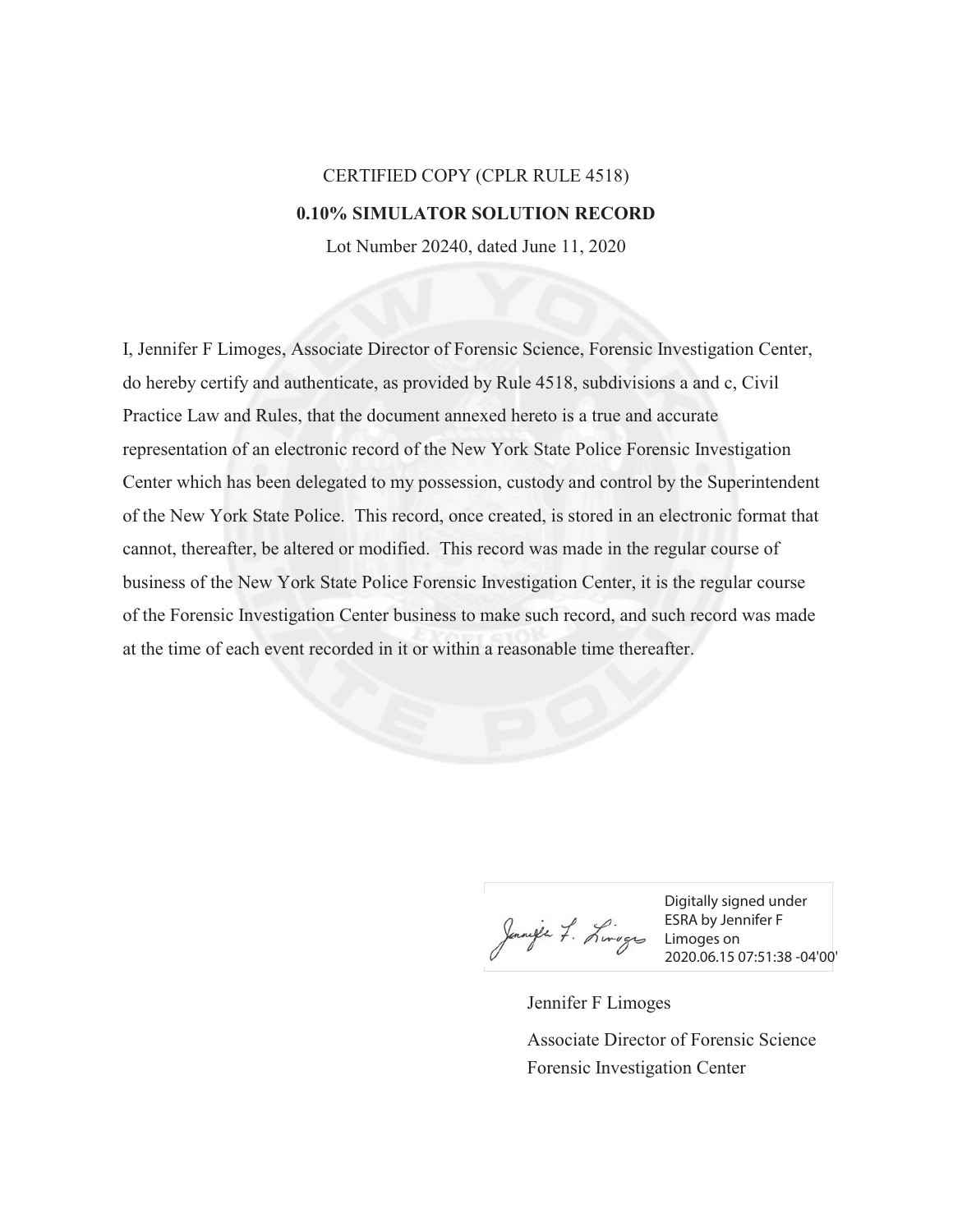CERTIFIED COPY (CPLR RULE 4518)

**0.10% SIMULATOR SOLUTION RECORD**

Lot Number 20240, dated June 11, 2020

I, Jennifer F Limoges, Associate Director of Forensic Science, Forensic Investigation Center, do hereby certify and authenticate, as provided by Rule 4518, subdivisions a and c, Civil Practice Law and Rules, that the document annexed hereto is a true and accurate representation of an electronic record of the New York State Police Forensic Investigation Center which has been delegated to my possession, custody and control by the Superintendent of the New York State Police. This record, once created, is stored in an electronic format that cannot, thereafter, be altered or modified. This record was made in the regular course of business of the New York State Police Forensic Investigation Center, it is the regular course of the Forensic Investigation Center business to make such record, and such record was made at the time of each event recorded in it or within a reasonable time thereafter.

Digitally signed under ESRA by Jennifer F Limoges on 2020.06.15 07:51:38 -04'00'

Jennifer F Limoges

Associate Director of Forensic Science
Forensic Investigation Center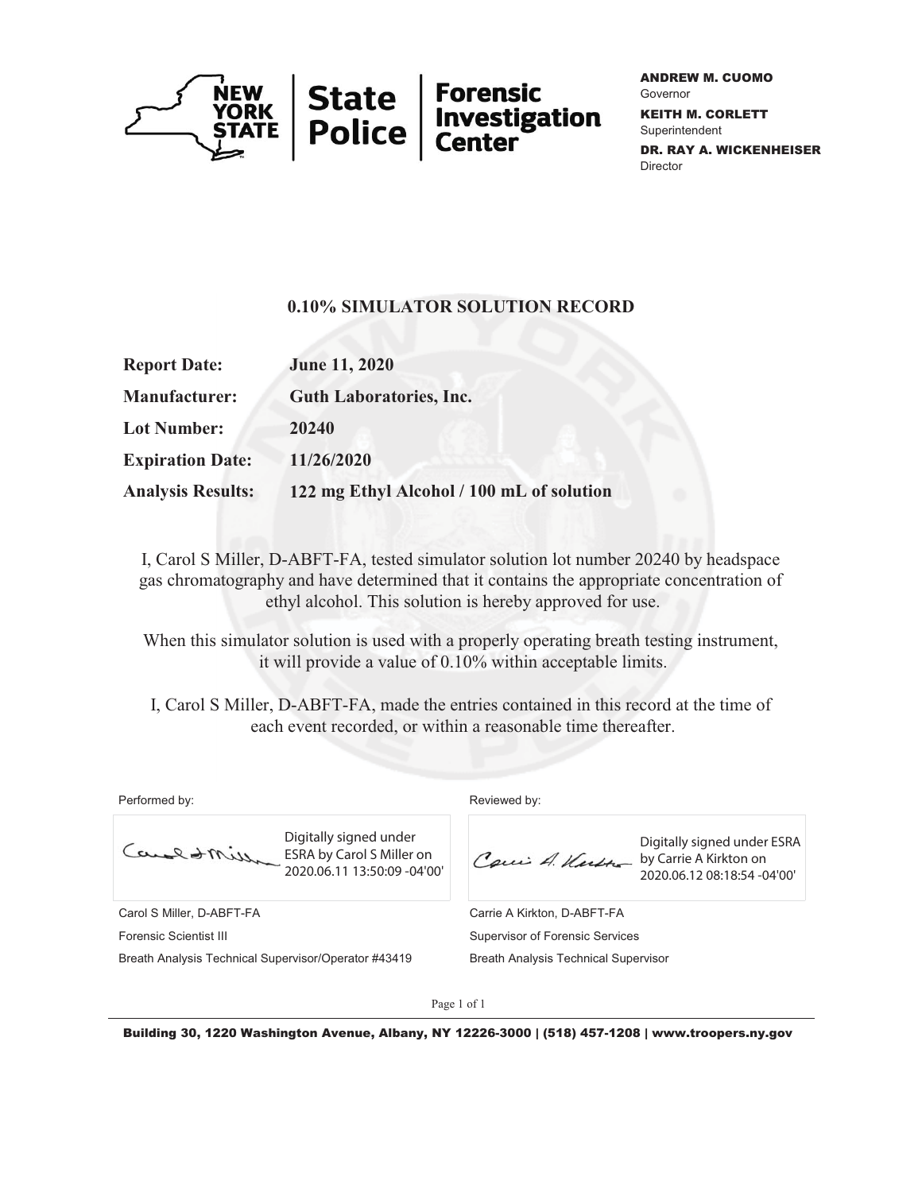**NEW YORK STATE | State Police | Forensic Investigation Center**

**ANDREW M. CUOMO**
Governor

**KEITH M. CORLETT**
Superintendent

**DR. RAY A. WICKENHEISER**
Director

## 0.10% SIMULATOR SOLUTION RECORD

| | |
|---|---|
| **Report Date:** | **June 11, 2020** |
| **Manufacturer:** | **Guth Laboratories, Inc.** |
| **Lot Number:** | **20240** |
| **Expiration Date:** | **11/26/2020** |
| **Analysis Results:** | **122 mg Ethyl Alcohol / 100 mL of solution** |

I, Carol S Miller, D-ABFT-FA, tested simulator solution lot number 20240 by headspace gas chromatography and have determined that it contains the appropriate concentration of ethyl alcohol. This solution is hereby approved for use.

When this simulator solution is used with a properly operating breath testing instrument, it will provide a value of 0.10% within acceptable limits.

I, Carol S Miller, D-ABFT-FA, made the entries contained in this record at the time of each event recorded, or within a reasonable time thereafter.

| Performed by: | Reviewed by: |
|---|---|
| Digitally signed under ESRA by Carol S Miller on 2020.06.11 13:50:09 -04'00' | Digitally signed under ESRA by Carrie A Kirkton on 2020.06.12 08:18:54 -04'00' |
| Carol S Miller, D-ABFT-FA | Carrie A Kirkton, D-ABFT-FA |
| Forensic Scientist III | Supervisor of Forensic Services |
| Breath Analysis Technical Supervisor/Operator #43419 | Breath Analysis Technical Supervisor |

**Building 30, 1220 Washington Avenue, Albany, NY 12226-3000 | (518) 457-1208 | www.troopers.ny.gov**